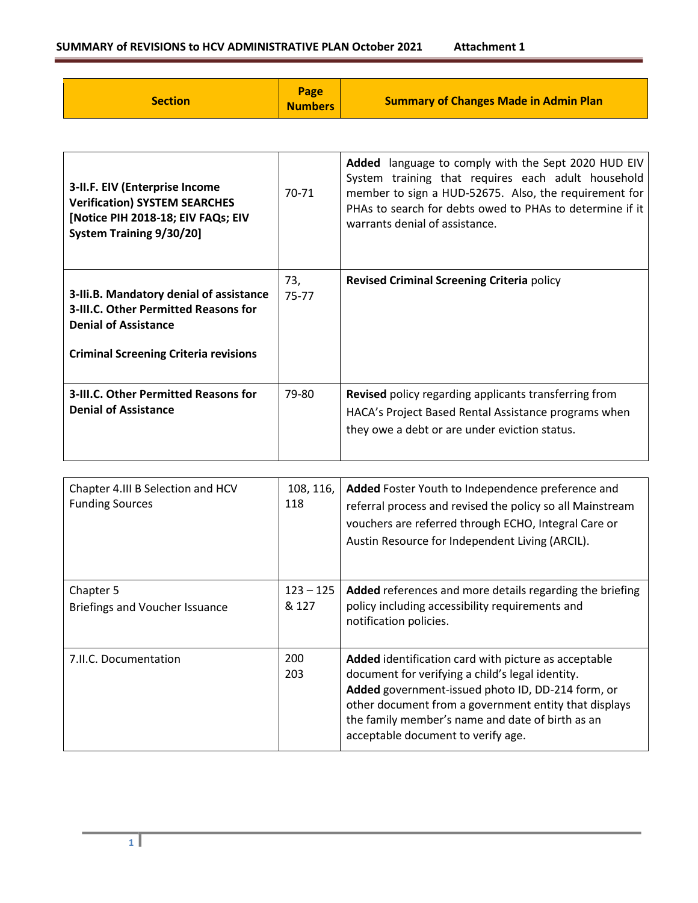## SUMMARY of REVISIONS to HCV ADMINISTRATIVE PLAN October 2021 Attachment 1

| Section | Page Numbers | Summary of Changes Made in Admin Plan |
|---|---|---|
| **3-II.F. EIV (Enterprise Income Verification) SYSTEM SEARCHES [Notice PIH 2018-18; EIV FAQs; EIV System Training 9/30/20]** | 70-71 | **Added** language to comply with the Sept 2020 HUD EIV System training that requires each adult household member to sign a HUD-52675. Also, the requirement for PHAs to search for debts owed to PHAs to determine if it warrants denial of assistance. |
| **3-IIi.B. Mandatory denial of assistance**<br>**3-III.C. Other Permitted Reasons for Denial of Assistance**<br><br>**Criminal Screening Criteria revisions** | 73, 75-77 | **Revised Criminal Screening Criteria** policy |
| **3-III.C. Other Permitted Reasons for Denial of Assistance** | 79-80 | **Revised** policy regarding applicants transferring from HACA's Project Based Rental Assistance programs when they owe a debt or are under eviction status. |
| Chapter 4.III B Selection and HCV Funding Sources | 108, 116, 118 | **Added** Foster Youth to Independence preference and referral process and revised the policy so all Mainstream vouchers are referred through ECHO, Integral Care or Austin Resource for Independent Living (ARCIL). |
| Chapter 5<br>Briefings and Voucher Issuance | 123 – 125 & 127 | **Added** references and more details regarding the briefing policy including accessibility requirements and notification policies. |
| 7.II.C. Documentation | 200<br>203 | **Added** identification card with picture as acceptable document for verifying a child's legal identity.<br>**Added** government-issued photo ID, DD-214 form, or other document from a government entity that displays the family member's name and date of birth as an acceptable document to verify age. |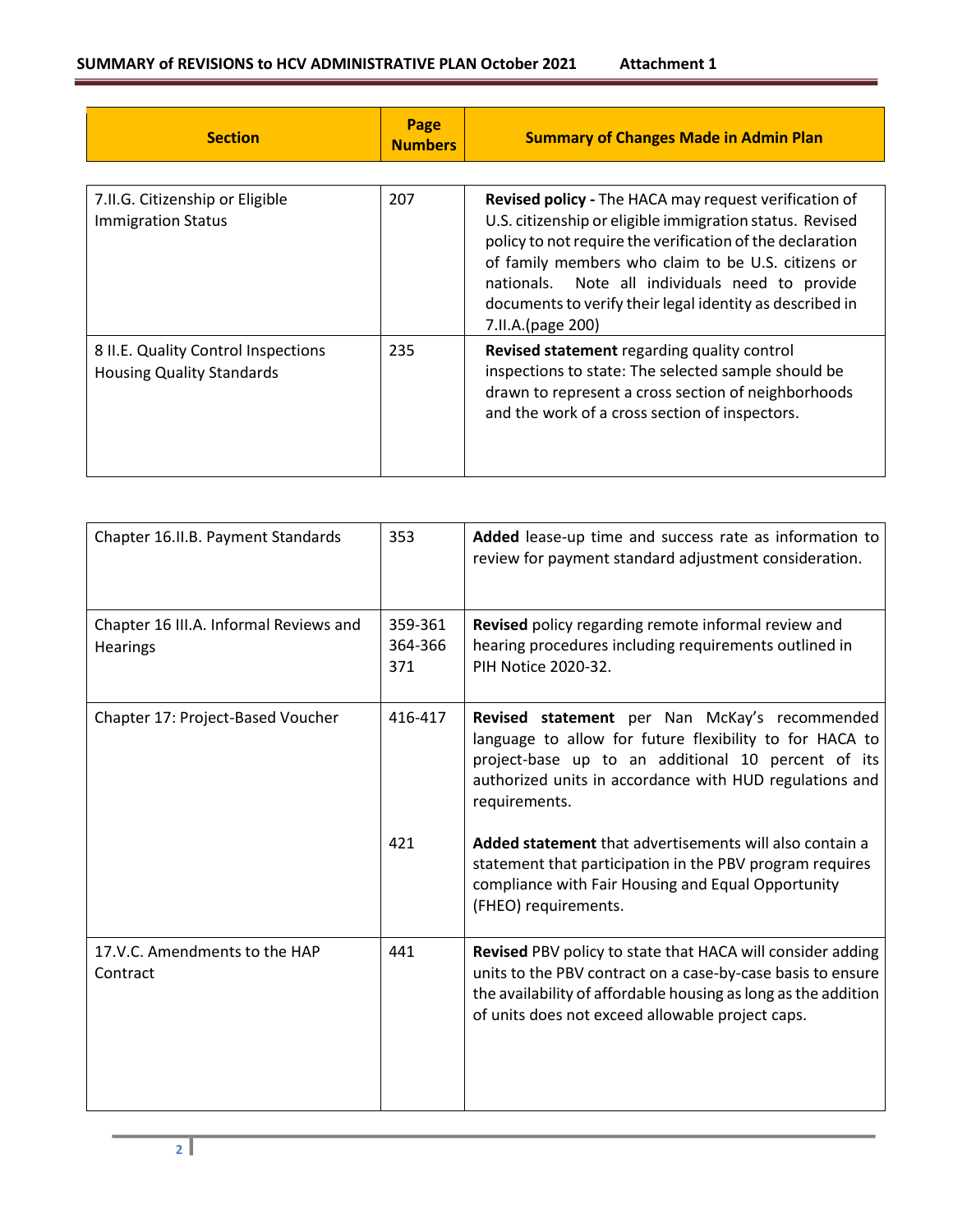| Section | Page Numbers | Summary of Changes Made in Admin Plan |
| --- | --- | --- |
| 7.II.G. Citizenship or Eligible Immigration Status | 207 | **Revised policy -** The HACA may request verification of U.S. citizenship or eligible immigration status. Revised policy to not require the verification of the declaration of family members who claim to be U.S. citizens or nationals. Note all individuals need to provide documents to verify their legal identity as described in 7.II.A.(page 200) |
| 8 II.E. Quality Control Inspections Housing Quality Standards | 235 | **Revised statement** regarding quality control inspections to state: The selected sample should be drawn to represent a cross section of neighborhoods and the work of a cross section of inspectors. |
| Chapter 16.II.B. Payment Standards | 353 | **Added** lease-up time and success rate as information to review for payment standard adjustment consideration. |
| Chapter 16 III.A. Informal Reviews and Hearings | 359-361<br>364-366<br>371 | **Revised** policy regarding remote informal review and hearing procedures including requirements outlined in PIH Notice 2020-32. |
| Chapter 17: Project-Based Voucher | 416-417<br><br>421 | **Revised statement** per Nan McKay's recommended language to allow for future flexibility to for HACA to project-base up to an additional 10 percent of its authorized units in accordance with HUD regulations and requirements.<br><br>**Added statement** that advertisements will also contain a statement that participation in the PBV program requires compliance with Fair Housing and Equal Opportunity (FHEO) requirements. |
| 17.V.C. Amendments to the HAP Contract | 441 | **Revised** PBV policy to state that HACA will consider adding units to the PBV contract on a case-by-case basis to ensure the availability of affordable housing as long as the addition of units does not exceed allowable project caps. |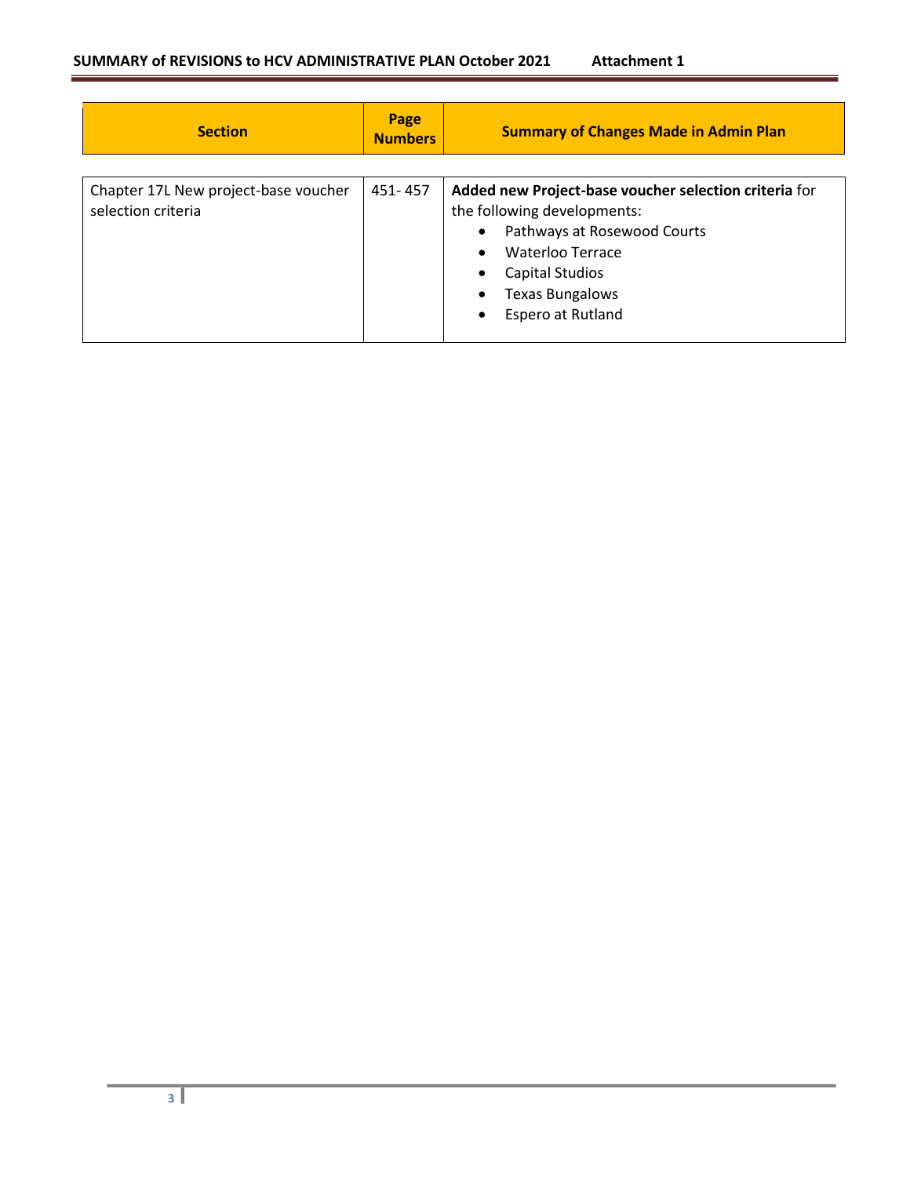| Section | Page Numbers | Summary of Changes Made in Admin Plan |
|---|---|---|
| Chapter 17L New project-base voucher selection criteria | 451- 457 | **Added new Project-base voucher selection criteria** for the following developments:<br>• Pathways at Rosewood Courts<br>• Waterloo Terrace<br>• Capital Studios<br>• Texas Bungalows<br>• Espero at Rutland |